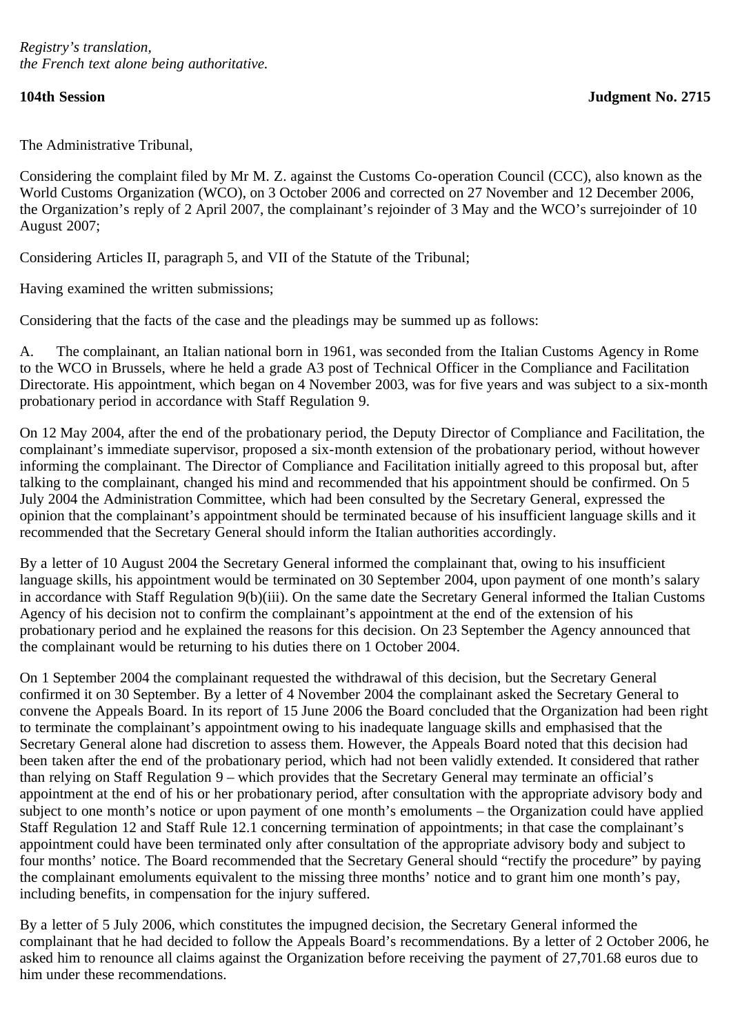*Registry's translation,*
*the French text alone being authoritative.*

**104th Session** **Judgment No. 2715**

The Administrative Tribunal,

Considering the complaint filed by Mr M. Z. against the Customs Co-operation Council (CCC), also known as the World Customs Organization (WCO), on 3 October 2006 and corrected on 27 November and 12 December 2006, the Organization's reply of 2 April 2007, the complainant's rejoinder of 3 May and the WCO's surrejoinder of 10 August 2007;

Considering Articles II, paragraph 5, and VII of the Statute of the Tribunal;

Having examined the written submissions;

Considering that the facts of the case and the pleadings may be summed up as follows:

A. The complainant, an Italian national born in 1961, was seconded from the Italian Customs Agency in Rome to the WCO in Brussels, where he held a grade A3 post of Technical Officer in the Compliance and Facilitation Directorate. His appointment, which began on 4 November 2003, was for five years and was subject to a six-month probationary period in accordance with Staff Regulation 9.

On 12 May 2004, after the end of the probationary period, the Deputy Director of Compliance and Facilitation, the complainant's immediate supervisor, proposed a six-month extension of the probationary period, without however informing the complainant. The Director of Compliance and Facilitation initially agreed to this proposal but, after talking to the complainant, changed his mind and recommended that his appointment should be confirmed. On 5 July 2004 the Administration Committee, which had been consulted by the Secretary General, expressed the opinion that the complainant's appointment should be terminated because of his insufficient language skills and it recommended that the Secretary General should inform the Italian authorities accordingly.

By a letter of 10 August 2004 the Secretary General informed the complainant that, owing to his insufficient language skills, his appointment would be terminated on 30 September 2004, upon payment of one month's salary in accordance with Staff Regulation 9(b)(iii). On the same date the Secretary General informed the Italian Customs Agency of his decision not to confirm the complainant's appointment at the end of the extension of his probationary period and he explained the reasons for this decision. On 23 September the Agency announced that the complainant would be returning to his duties there on 1 October 2004.

On 1 September 2004 the complainant requested the withdrawal of this decision, but the Secretary General confirmed it on 30 September. By a letter of 4 November 2004 the complainant asked the Secretary General to convene the Appeals Board. In its report of 15 June 2006 the Board concluded that the Organization had been right to terminate the complainant's appointment owing to his inadequate language skills and emphasised that the Secretary General alone had discretion to assess them. However, the Appeals Board noted that this decision had been taken after the end of the probationary period, which had not been validly extended. It considered that rather than relying on Staff Regulation 9 – which provides that the Secretary General may terminate an official's appointment at the end of his or her probationary period, after consultation with the appropriate advisory body and subject to one month's notice or upon payment of one month's emoluments – the Organization could have applied Staff Regulation 12 and Staff Rule 12.1 concerning termination of appointments; in that case the complainant's appointment could have been terminated only after consultation of the appropriate advisory body and subject to four months' notice. The Board recommended that the Secretary General should "rectify the procedure" by paying the complainant emoluments equivalent to the missing three months' notice and to grant him one month's pay, including benefits, in compensation for the injury suffered.

By a letter of 5 July 2006, which constitutes the impugned decision, the Secretary General informed the complainant that he had decided to follow the Appeals Board's recommendations. By a letter of 2 October 2006, he asked him to renounce all claims against the Organization before receiving the payment of 27,701.68 euros due to him under these recommendations.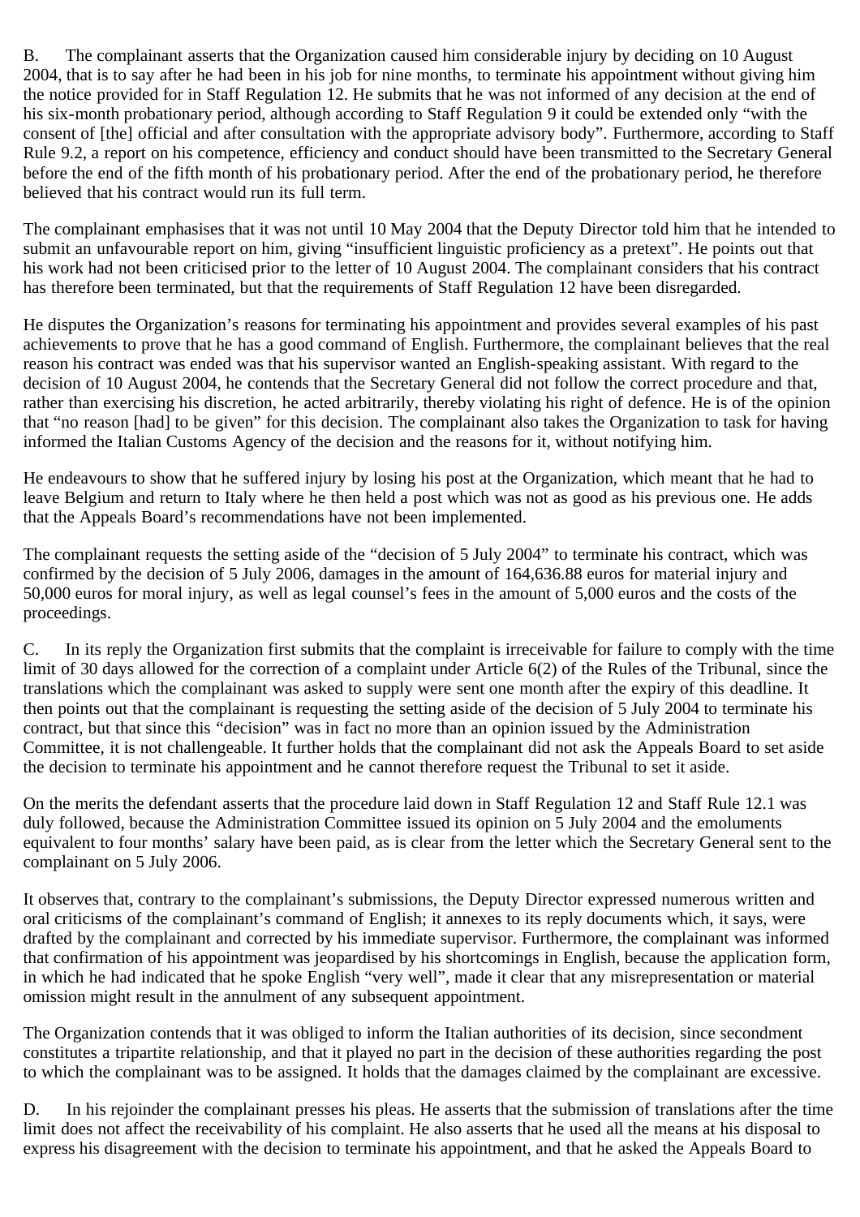B. The complainant asserts that the Organization caused him considerable injury by deciding on 10 August 2004, that is to say after he had been in his job for nine months, to terminate his appointment without giving him the notice provided for in Staff Regulation 12. He submits that he was not informed of any decision at the end of his six-month probationary period, although according to Staff Regulation 9 it could be extended only "with the consent of [the] official and after consultation with the appropriate advisory body". Furthermore, according to Staff Rule 9.2, a report on his competence, efficiency and conduct should have been transmitted to the Secretary General before the end of the fifth month of his probationary period. After the end of the probationary period, he therefore believed that his contract would run its full term.

The complainant emphasises that it was not until 10 May 2004 that the Deputy Director told him that he intended to submit an unfavourable report on him, giving "insufficient linguistic proficiency as a pretext". He points out that his work had not been criticised prior to the letter of 10 August 2004. The complainant considers that his contract has therefore been terminated, but that the requirements of Staff Regulation 12 have been disregarded.

He disputes the Organization's reasons for terminating his appointment and provides several examples of his past achievements to prove that he has a good command of English. Furthermore, the complainant believes that the real reason his contract was ended was that his supervisor wanted an English-speaking assistant. With regard to the decision of 10 August 2004, he contends that the Secretary General did not follow the correct procedure and that, rather than exercising his discretion, he acted arbitrarily, thereby violating his right of defence. He is of the opinion that "no reason [had] to be given" for this decision. The complainant also takes the Organization to task for having informed the Italian Customs Agency of the decision and the reasons for it, without notifying him.

He endeavours to show that he suffered injury by losing his post at the Organization, which meant that he had to leave Belgium and return to Italy where he then held a post which was not as good as his previous one. He adds that the Appeals Board's recommendations have not been implemented.

The complainant requests the setting aside of the "decision of 5 July 2004" to terminate his contract, which was confirmed by the decision of 5 July 2006, damages in the amount of 164,636.88 euros for material injury and 50,000 euros for moral injury, as well as legal counsel's fees in the amount of 5,000 euros and the costs of the proceedings.

C. In its reply the Organization first submits that the complaint is irreceivable for failure to comply with the time limit of 30 days allowed for the correction of a complaint under Article 6(2) of the Rules of the Tribunal, since the translations which the complainant was asked to supply were sent one month after the expiry of this deadline. It then points out that the complainant is requesting the setting aside of the decision of 5 July 2004 to terminate his contract, but that since this "decision" was in fact no more than an opinion issued by the Administration Committee, it is not challengeable. It further holds that the complainant did not ask the Appeals Board to set aside the decision to terminate his appointment and he cannot therefore request the Tribunal to set it aside.

On the merits the defendant asserts that the procedure laid down in Staff Regulation 12 and Staff Rule 12.1 was duly followed, because the Administration Committee issued its opinion on 5 July 2004 and the emoluments equivalent to four months' salary have been paid, as is clear from the letter which the Secretary General sent to the complainant on 5 July 2006.

It observes that, contrary to the complainant's submissions, the Deputy Director expressed numerous written and oral criticisms of the complainant's command of English; it annexes to its reply documents which, it says, were drafted by the complainant and corrected by his immediate supervisor. Furthermore, the complainant was informed that confirmation of his appointment was jeopardised by his shortcomings in English, because the application form, in which he had indicated that he spoke English "very well", made it clear that any misrepresentation or material omission might result in the annulment of any subsequent appointment.

The Organization contends that it was obliged to inform the Italian authorities of its decision, since secondment constitutes a tripartite relationship, and that it played no part in the decision of these authorities regarding the post to which the complainant was to be assigned. It holds that the damages claimed by the complainant are excessive.

D. In his rejoinder the complainant presses his pleas. He asserts that the submission of translations after the time limit does not affect the receivability of his complaint. He also asserts that he used all the means at his disposal to express his disagreement with the decision to terminate his appointment, and that he asked the Appeals Board to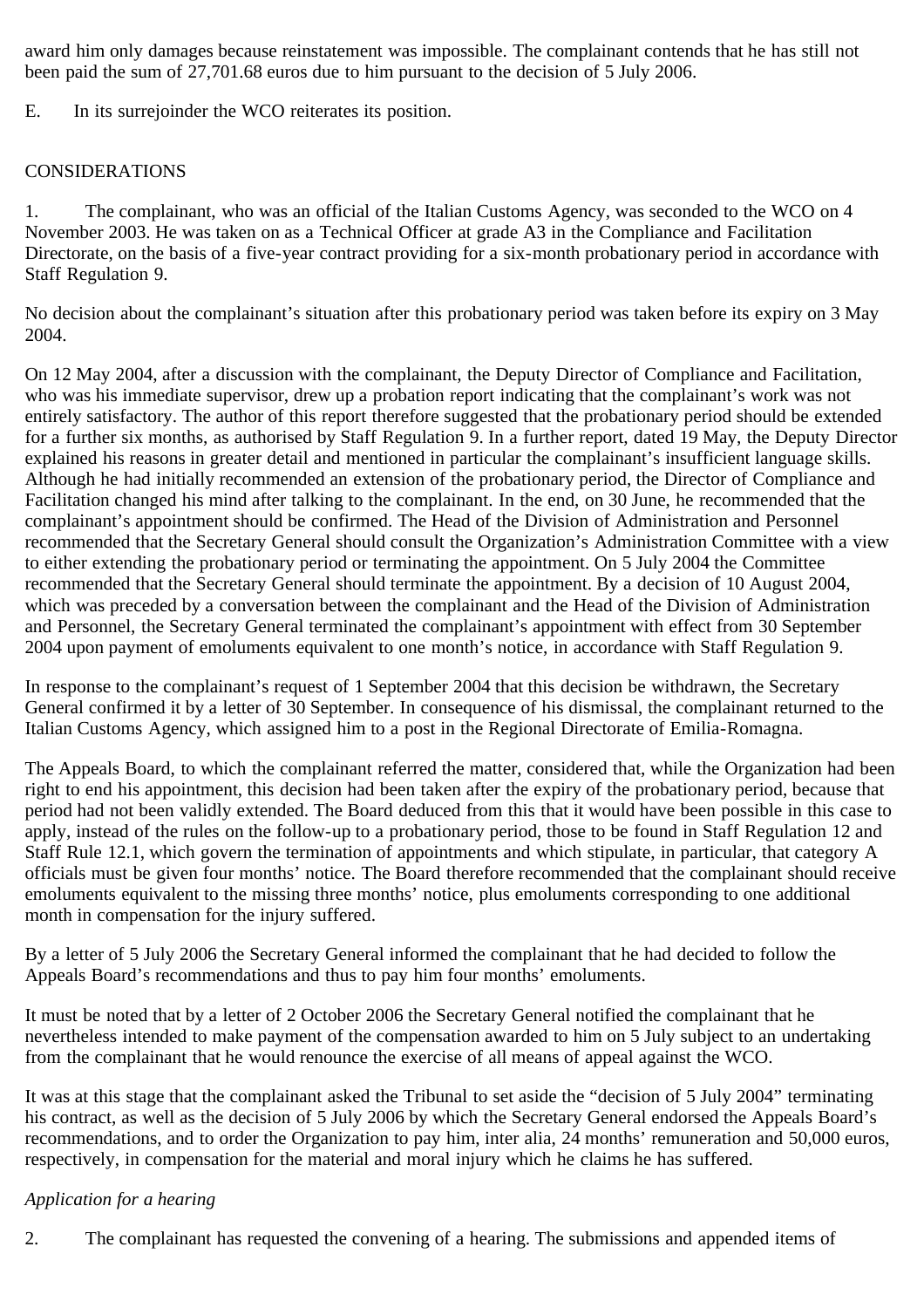award him only damages because reinstatement was impossible. The complainant contends that he has still not been paid the sum of 27,701.68 euros due to him pursuant to the decision of 5 July 2006.

E. In its surrejoinder the WCO reiterates its position.

CONSIDERATIONS

1. The complainant, who was an official of the Italian Customs Agency, was seconded to the WCO on 4 November 2003. He was taken on as a Technical Officer at grade A3 in the Compliance and Facilitation Directorate, on the basis of a five-year contract providing for a six-month probationary period in accordance with Staff Regulation 9.

No decision about the complainant's situation after this probationary period was taken before its expiry on 3 May 2004.

On 12 May 2004, after a discussion with the complainant, the Deputy Director of Compliance and Facilitation, who was his immediate supervisor, drew up a probation report indicating that the complainant's work was not entirely satisfactory. The author of this report therefore suggested that the probationary period should be extended for a further six months, as authorised by Staff Regulation 9. In a further report, dated 19 May, the Deputy Director explained his reasons in greater detail and mentioned in particular the complainant's insufficient language skills. Although he had initially recommended an extension of the probationary period, the Director of Compliance and Facilitation changed his mind after talking to the complainant. In the end, on 30 June, he recommended that the complainant's appointment should be confirmed. The Head of the Division of Administration and Personnel recommended that the Secretary General should consult the Organization's Administration Committee with a view to either extending the probationary period or terminating the appointment. On 5 July 2004 the Committee recommended that the Secretary General should terminate the appointment. By a decision of 10 August 2004, which was preceded by a conversation between the complainant and the Head of the Division of Administration and Personnel, the Secretary General terminated the complainant's appointment with effect from 30 September 2004 upon payment of emoluments equivalent to one month's notice, in accordance with Staff Regulation 9.

In response to the complainant's request of 1 September 2004 that this decision be withdrawn, the Secretary General confirmed it by a letter of 30 September. In consequence of his dismissal, the complainant returned to the Italian Customs Agency, which assigned him to a post in the Regional Directorate of Emilia-Romagna.

The Appeals Board, to which the complainant referred the matter, considered that, while the Organization had been right to end his appointment, this decision had been taken after the expiry of the probationary period, because that period had not been validly extended. The Board deduced from this that it would have been possible in this case to apply, instead of the rules on the follow-up to a probationary period, those to be found in Staff Regulation 12 and Staff Rule 12.1, which govern the termination of appointments and which stipulate, in particular, that category A officials must be given four months' notice. The Board therefore recommended that the complainant should receive emoluments equivalent to the missing three months' notice, plus emoluments corresponding to one additional month in compensation for the injury suffered.

By a letter of 5 July 2006 the Secretary General informed the complainant that he had decided to follow the Appeals Board's recommendations and thus to pay him four months' emoluments.

It must be noted that by a letter of 2 October 2006 the Secretary General notified the complainant that he nevertheless intended to make payment of the compensation awarded to him on 5 July subject to an undertaking from the complainant that he would renounce the exercise of all means of appeal against the WCO.

It was at this stage that the complainant asked the Tribunal to set aside the "decision of 5 July 2004" terminating his contract, as well as the decision of 5 July 2006 by which the Secretary General endorsed the Appeals Board's recommendations, and to order the Organization to pay him, inter alia, 24 months' remuneration and 50,000 euros, respectively, in compensation for the material and moral injury which he claims he has suffered.

*Application for a hearing*

2. The complainant has requested the convening of a hearing. The submissions and appended items of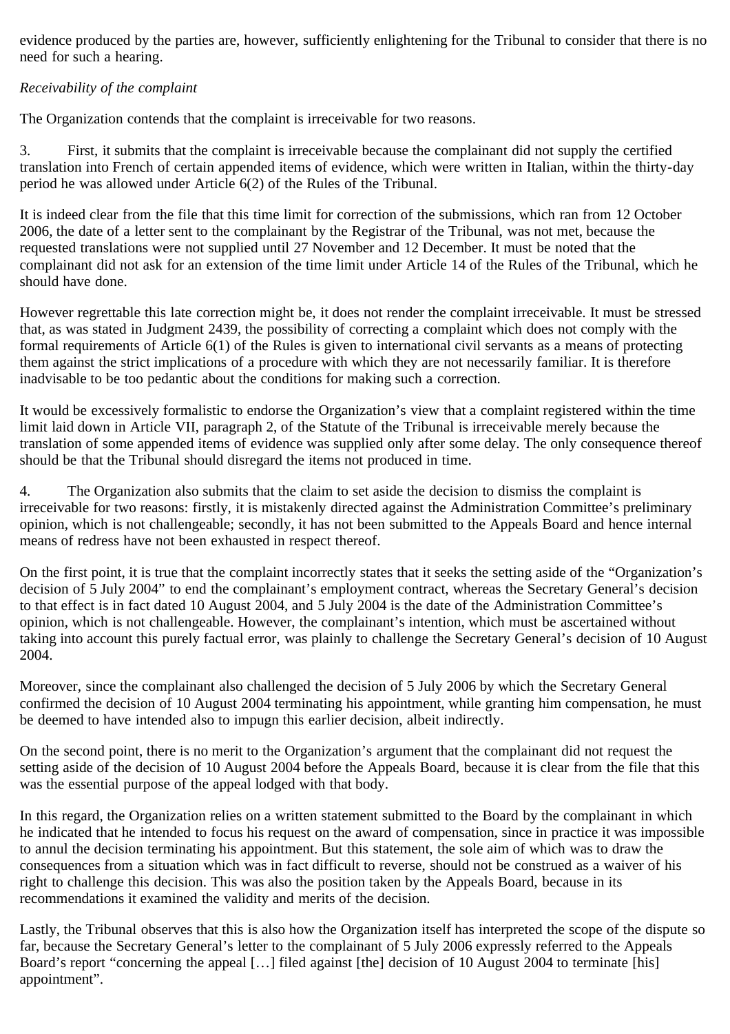evidence produced by the parties are, however, sufficiently enlightening for the Tribunal to consider that there is no need for such a hearing.

*Receivability of the complaint*

The Organization contends that the complaint is irreceivable for two reasons.

3. First, it submits that the complaint is irreceivable because the complainant did not supply the certified translation into French of certain appended items of evidence, which were written in Italian, within the thirty-day period he was allowed under Article 6(2) of the Rules of the Tribunal.

It is indeed clear from the file that this time limit for correction of the submissions, which ran from 12 October 2006, the date of a letter sent to the complainant by the Registrar of the Tribunal, was not met, because the requested translations were not supplied until 27 November and 12 December. It must be noted that the complainant did not ask for an extension of the time limit under Article 14 of the Rules of the Tribunal, which he should have done.

However regrettable this late correction might be, it does not render the complaint irreceivable. It must be stressed that, as was stated in Judgment 2439, the possibility of correcting a complaint which does not comply with the formal requirements of Article 6(1) of the Rules is given to international civil servants as a means of protecting them against the strict implications of a procedure with which they are not necessarily familiar. It is therefore inadvisable to be too pedantic about the conditions for making such a correction.

It would be excessively formalistic to endorse the Organization's view that a complaint registered within the time limit laid down in Article VII, paragraph 2, of the Statute of the Tribunal is irreceivable merely because the translation of some appended items of evidence was supplied only after some delay. The only consequence thereof should be that the Tribunal should disregard the items not produced in time.

4. The Organization also submits that the claim to set aside the decision to dismiss the complaint is irreceivable for two reasons: firstly, it is mistakenly directed against the Administration Committee's preliminary opinion, which is not challengeable; secondly, it has not been submitted to the Appeals Board and hence internal means of redress have not been exhausted in respect thereof.

On the first point, it is true that the complaint incorrectly states that it seeks the setting aside of the "Organization's decision of 5 July 2004" to end the complainant's employment contract, whereas the Secretary General's decision to that effect is in fact dated 10 August 2004, and 5 July 2004 is the date of the Administration Committee's opinion, which is not challengeable. However, the complainant's intention, which must be ascertained without taking into account this purely factual error, was plainly to challenge the Secretary General's decision of 10 August 2004.

Moreover, since the complainant also challenged the decision of 5 July 2006 by which the Secretary General confirmed the decision of 10 August 2004 terminating his appointment, while granting him compensation, he must be deemed to have intended also to impugn this earlier decision, albeit indirectly.

On the second point, there is no merit to the Organization's argument that the complainant did not request the setting aside of the decision of 10 August 2004 before the Appeals Board, because it is clear from the file that this was the essential purpose of the appeal lodged with that body.

In this regard, the Organization relies on a written statement submitted to the Board by the complainant in which he indicated that he intended to focus his request on the award of compensation, since in practice it was impossible to annul the decision terminating his appointment. But this statement, the sole aim of which was to draw the consequences from a situation which was in fact difficult to reverse, should not be construed as a waiver of his right to challenge this decision. This was also the position taken by the Appeals Board, because in its recommendations it examined the validity and merits of the decision.

Lastly, the Tribunal observes that this is also how the Organization itself has interpreted the scope of the dispute so far, because the Secretary General's letter to the complainant of 5 July 2006 expressly referred to the Appeals Board's report "concerning the appeal […] filed against [the] decision of 10 August 2004 to terminate [his] appointment".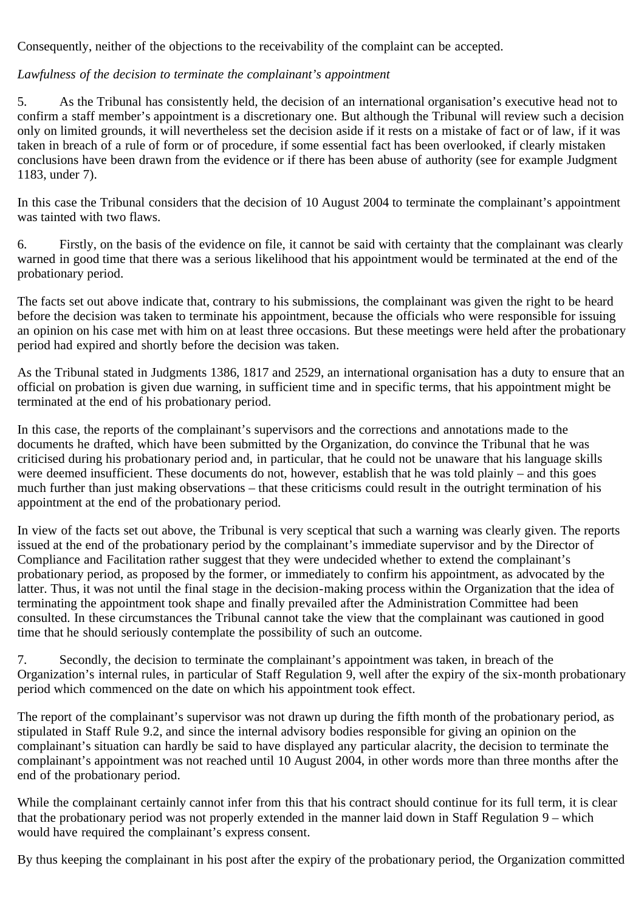Consequently, neither of the objections to the receivability of the complaint can be accepted.

*Lawfulness of the decision to terminate the complainant's appointment*

5. As the Tribunal has consistently held, the decision of an international organisation's executive head not to confirm a staff member's appointment is a discretionary one. But although the Tribunal will review such a decision only on limited grounds, it will nevertheless set the decision aside if it rests on a mistake of fact or of law, if it was taken in breach of a rule of form or of procedure, if some essential fact has been overlooked, if clearly mistaken conclusions have been drawn from the evidence or if there has been abuse of authority (see for example Judgment 1183, under 7).

In this case the Tribunal considers that the decision of 10 August 2004 to terminate the complainant's appointment was tainted with two flaws.

6. Firstly, on the basis of the evidence on file, it cannot be said with certainty that the complainant was clearly warned in good time that there was a serious likelihood that his appointment would be terminated at the end of the probationary period.

The facts set out above indicate that, contrary to his submissions, the complainant was given the right to be heard before the decision was taken to terminate his appointment, because the officials who were responsible for issuing an opinion on his case met with him on at least three occasions. But these meetings were held after the probationary period had expired and shortly before the decision was taken.

As the Tribunal stated in Judgments 1386, 1817 and 2529, an international organisation has a duty to ensure that an official on probation is given due warning, in sufficient time and in specific terms, that his appointment might be terminated at the end of his probationary period.

In this case, the reports of the complainant's supervisors and the corrections and annotations made to the documents he drafted, which have been submitted by the Organization, do convince the Tribunal that he was criticised during his probationary period and, in particular, that he could not be unaware that his language skills were deemed insufficient. These documents do not, however, establish that he was told plainly – and this goes much further than just making observations – that these criticisms could result in the outright termination of his appointment at the end of the probationary period.

In view of the facts set out above, the Tribunal is very sceptical that such a warning was clearly given. The reports issued at the end of the probationary period by the complainant's immediate supervisor and by the Director of Compliance and Facilitation rather suggest that they were undecided whether to extend the complainant's probationary period, as proposed by the former, or immediately to confirm his appointment, as advocated by the latter. Thus, it was not until the final stage in the decision-making process within the Organization that the idea of terminating the appointment took shape and finally prevailed after the Administration Committee had been consulted. In these circumstances the Tribunal cannot take the view that the complainant was cautioned in good time that he should seriously contemplate the possibility of such an outcome.

7. Secondly, the decision to terminate the complainant's appointment was taken, in breach of the Organization's internal rules, in particular of Staff Regulation 9, well after the expiry of the six-month probationary period which commenced on the date on which his appointment took effect.

The report of the complainant's supervisor was not drawn up during the fifth month of the probationary period, as stipulated in Staff Rule 9.2, and since the internal advisory bodies responsible for giving an opinion on the complainant's situation can hardly be said to have displayed any particular alacrity, the decision to terminate the complainant's appointment was not reached until 10 August 2004, in other words more than three months after the end of the probationary period.

While the complainant certainly cannot infer from this that his contract should continue for its full term, it is clear that the probationary period was not properly extended in the manner laid down in Staff Regulation 9 – which would have required the complainant's express consent.

By thus keeping the complainant in his post after the expiry of the probationary period, the Organization committed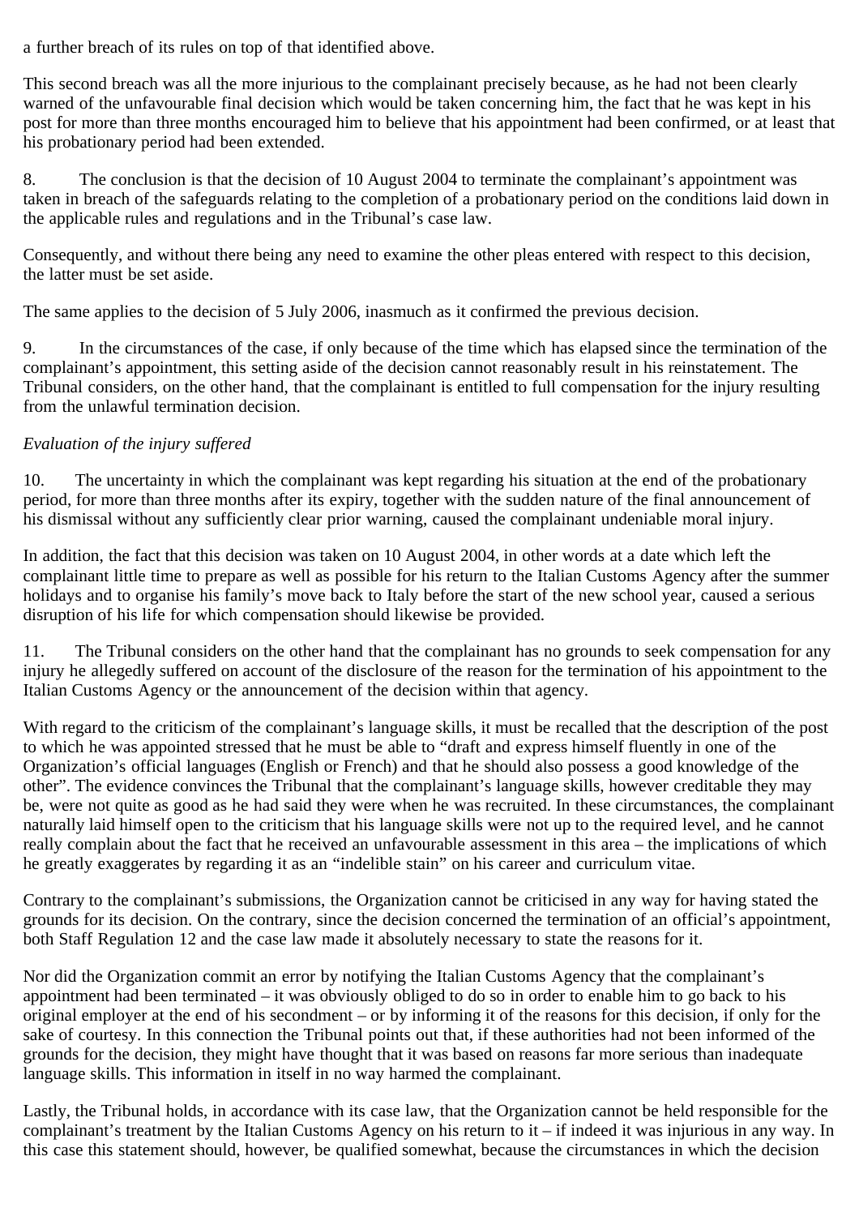a further breach of its rules on top of that identified above.

This second breach was all the more injurious to the complainant precisely because, as he had not been clearly warned of the unfavourable final decision which would be taken concerning him, the fact that he was kept in his post for more than three months encouraged him to believe that his appointment had been confirmed, or at least that his probationary period had been extended.

8. The conclusion is that the decision of 10 August 2004 to terminate the complainant's appointment was taken in breach of the safeguards relating to the completion of a probationary period on the conditions laid down in the applicable rules and regulations and in the Tribunal's case law.

Consequently, and without there being any need to examine the other pleas entered with respect to this decision, the latter must be set aside.

The same applies to the decision of 5 July 2006, inasmuch as it confirmed the previous decision.

9. In the circumstances of the case, if only because of the time which has elapsed since the termination of the complainant's appointment, this setting aside of the decision cannot reasonably result in his reinstatement. The Tribunal considers, on the other hand, that the complainant is entitled to full compensation for the injury resulting from the unlawful termination decision.

*Evaluation of the injury suffered*

10. The uncertainty in which the complainant was kept regarding his situation at the end of the probationary period, for more than three months after its expiry, together with the sudden nature of the final announcement of his dismissal without any sufficiently clear prior warning, caused the complainant undeniable moral injury.

In addition, the fact that this decision was taken on 10 August 2004, in other words at a date which left the complainant little time to prepare as well as possible for his return to the Italian Customs Agency after the summer holidays and to organise his family's move back to Italy before the start of the new school year, caused a serious disruption of his life for which compensation should likewise be provided.

11. The Tribunal considers on the other hand that the complainant has no grounds to seek compensation for any injury he allegedly suffered on account of the disclosure of the reason for the termination of his appointment to the Italian Customs Agency or the announcement of the decision within that agency.

With regard to the criticism of the complainant's language skills, it must be recalled that the description of the post to which he was appointed stressed that he must be able to "draft and express himself fluently in one of the Organization's official languages (English or French) and that he should also possess a good knowledge of the other". The evidence convinces the Tribunal that the complainant's language skills, however creditable they may be, were not quite as good as he had said they were when he was recruited. In these circumstances, the complainant naturally laid himself open to the criticism that his language skills were not up to the required level, and he cannot really complain about the fact that he received an unfavourable assessment in this area – the implications of which he greatly exaggerates by regarding it as an "indelible stain" on his career and curriculum vitae.

Contrary to the complainant's submissions, the Organization cannot be criticised in any way for having stated the grounds for its decision. On the contrary, since the decision concerned the termination of an official's appointment, both Staff Regulation 12 and the case law made it absolutely necessary to state the reasons for it.

Nor did the Organization commit an error by notifying the Italian Customs Agency that the complainant's appointment had been terminated – it was obviously obliged to do so in order to enable him to go back to his original employer at the end of his secondment – or by informing it of the reasons for this decision, if only for the sake of courtesy. In this connection the Tribunal points out that, if these authorities had not been informed of the grounds for the decision, they might have thought that it was based on reasons far more serious than inadequate language skills. This information in itself in no way harmed the complainant.

Lastly, the Tribunal holds, in accordance with its case law, that the Organization cannot be held responsible for the complainant's treatment by the Italian Customs Agency on his return to it – if indeed it was injurious in any way. In this case this statement should, however, be qualified somewhat, because the circumstances in which the decision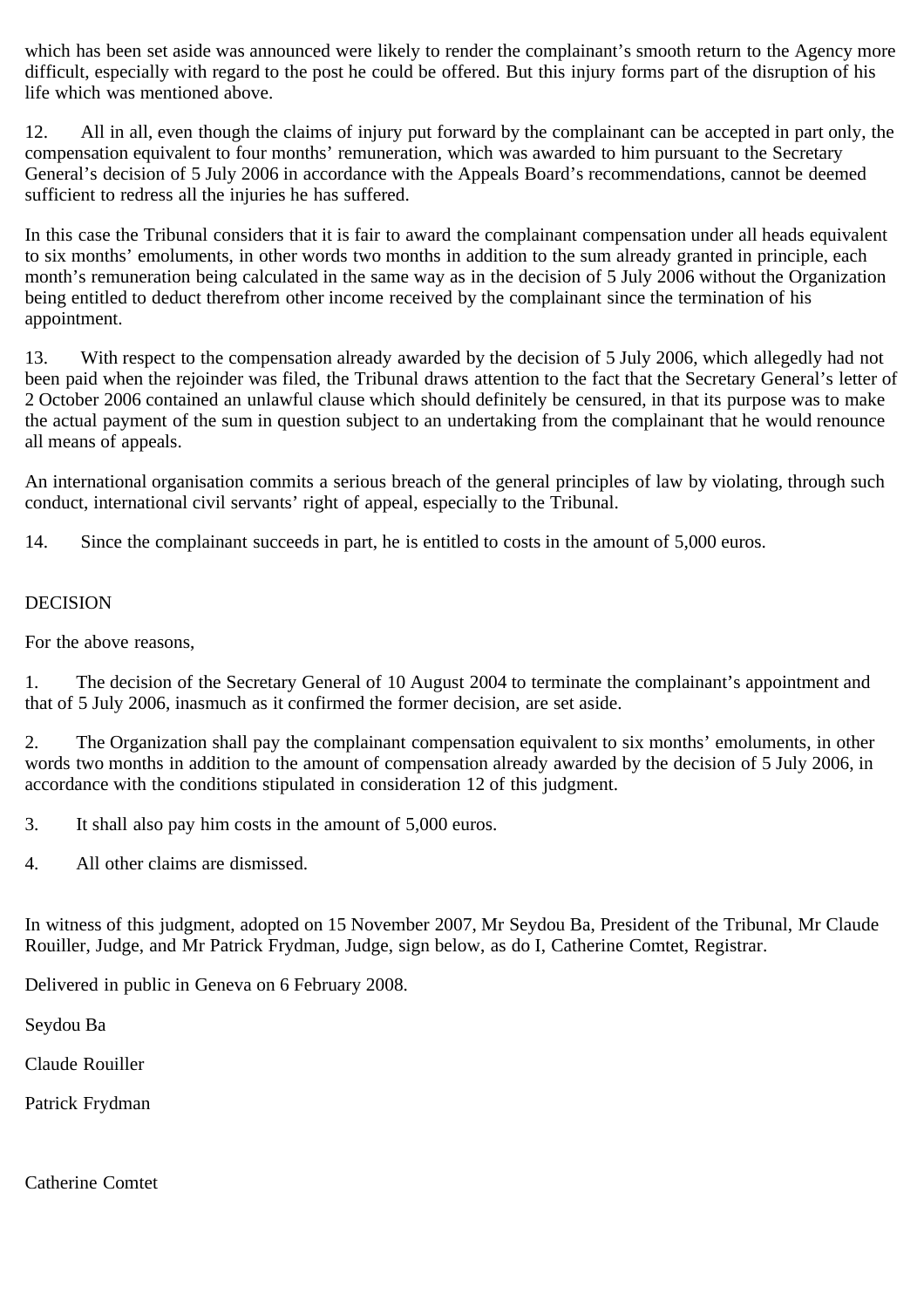which has been set aside was announced were likely to render the complainant’s smooth return to the Agency more difficult, especially with regard to the post he could be offered. But this injury forms part of the disruption of his life which was mentioned above.

12. All in all, even though the claims of injury put forward by the complainant can be accepted in part only, the compensation equivalent to four months’ remuneration, which was awarded to him pursuant to the Secretary General’s decision of 5 July 2006 in accordance with the Appeals Board’s recommendations, cannot be deemed sufficient to redress all the injuries he has suffered.

In this case the Tribunal considers that it is fair to award the complainant compensation under all heads equivalent to six months’ emoluments, in other words two months in addition to the sum already granted in principle, each month’s remuneration being calculated in the same way as in the decision of 5 July 2006 without the Organization being entitled to deduct therefrom other income received by the complainant since the termination of his appointment.

13. With respect to the compensation already awarded by the decision of 5 July 2006, which allegedly had not been paid when the rejoinder was filed, the Tribunal draws attention to the fact that the Secretary General’s letter of 2 October 2006 contained an unlawful clause which should definitely be censured, in that its purpose was to make the actual payment of the sum in question subject to an undertaking from the complainant that he would renounce all means of appeals.

An international organisation commits a serious breach of the general principles of law by violating, through such conduct, international civil servants’ right of appeal, especially to the Tribunal.

14. Since the complainant succeeds in part, he is entitled to costs in the amount of 5,000 euros.

DECISION

For the above reasons,

1. The decision of the Secretary General of 10 August 2004 to terminate the complainant’s appointment and that of 5 July 2006, inasmuch as it confirmed the former decision, are set aside.

2. The Organization shall pay the complainant compensation equivalent to six months’ emoluments, in other words two months in addition to the amount of compensation already awarded by the decision of 5 July 2006, in accordance with the conditions stipulated in consideration 12 of this judgment.

3. It shall also pay him costs in the amount of 5,000 euros.

4. All other claims are dismissed.

In witness of this judgment, adopted on 15 November 2007, Mr Seydou Ba, President of the Tribunal, Mr Claude Rouiller, Judge, and Mr Patrick Frydman, Judge, sign below, as do I, Catherine Comtet, Registrar.

Delivered in public in Geneva on 6 February 2008.

Seydou Ba

Claude Rouiller

Patrick Frydman

Catherine Comtet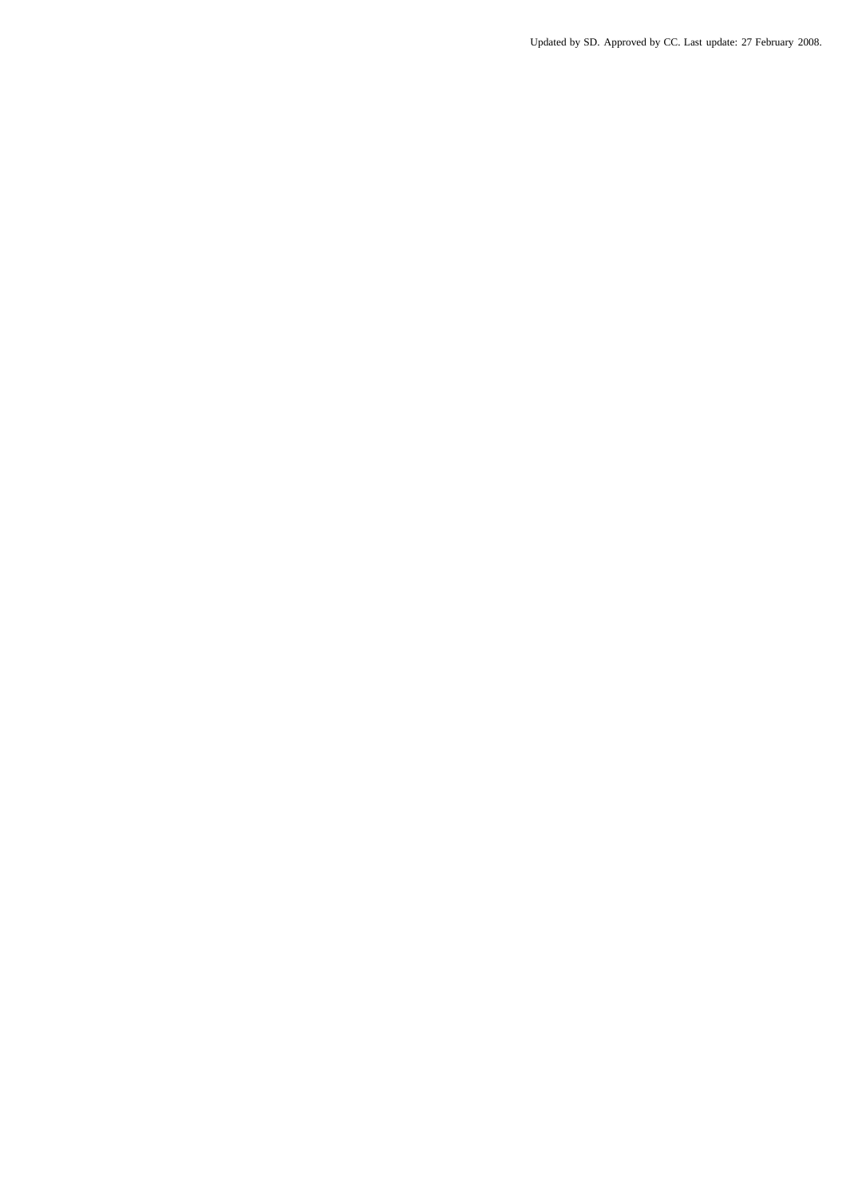Updated by SD. Approved by CC. Last update: 27 February 2008.